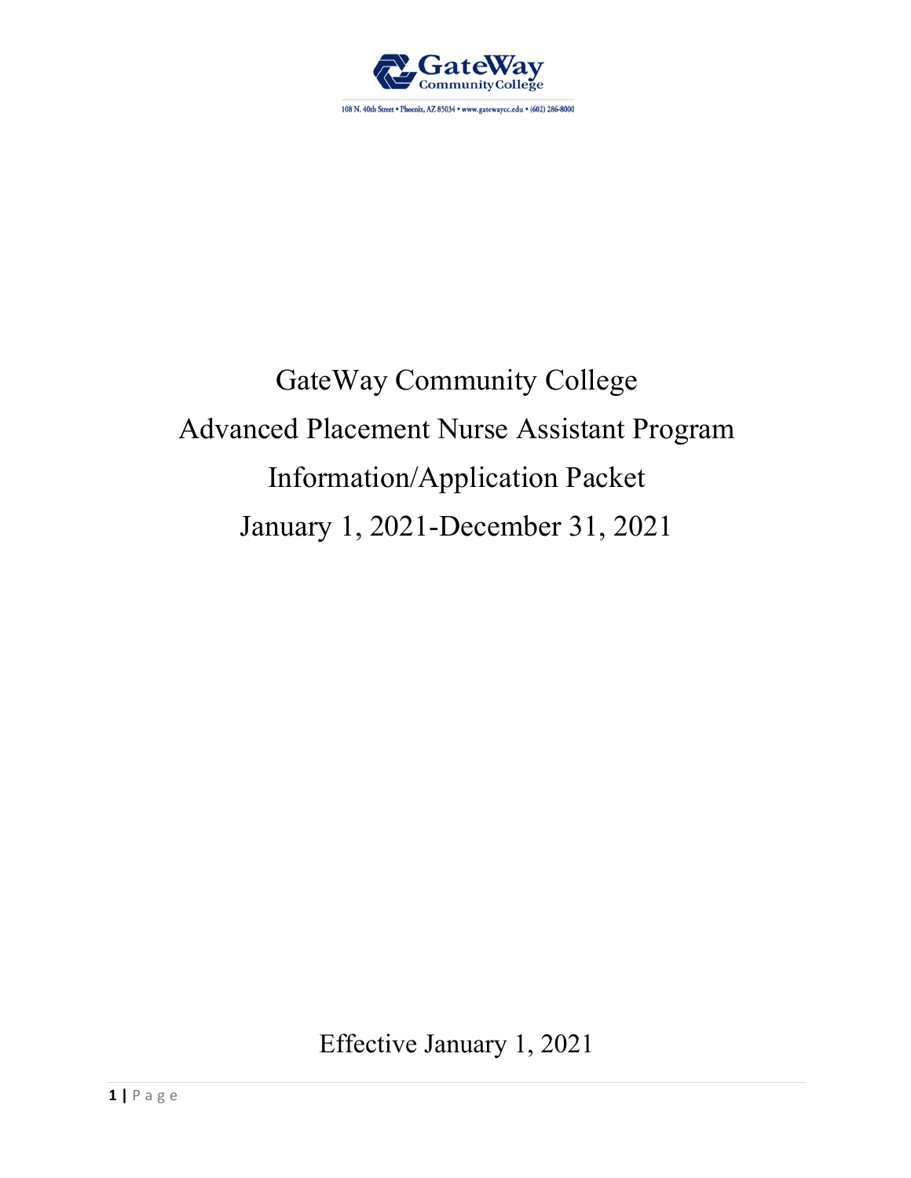GateWay Community College

108 N. 40th Street • Phoenix, AZ 85034 • www.gatewaycc.edu • (602) 286-8000

# GateWay Community College

# Advanced Placement Nurse Assistant Program

# Information/Application Packet

# January 1, 2021-December 31, 2021

Effective January 1, 2021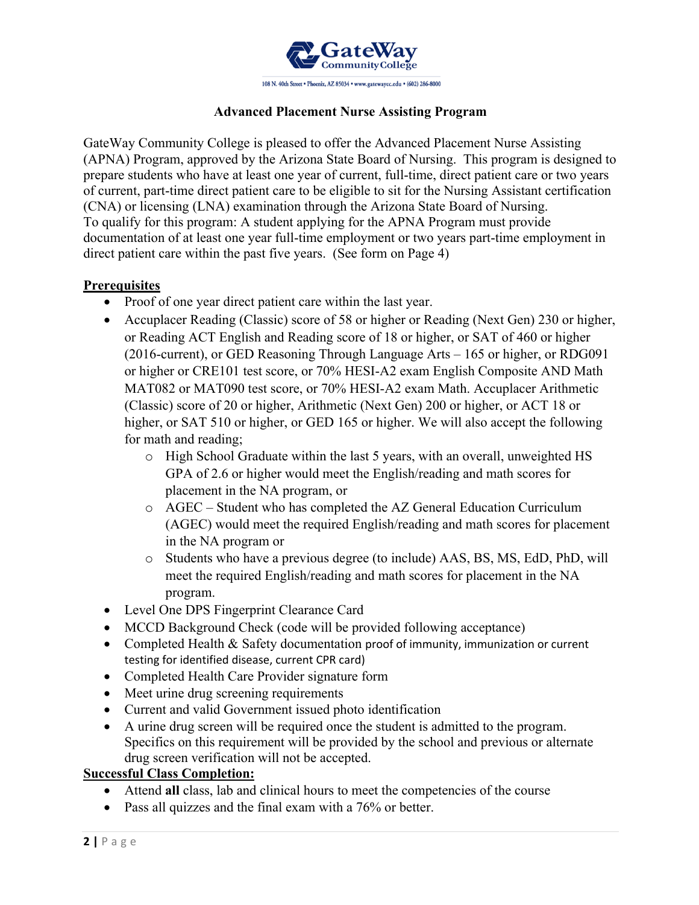GateWay Community College

108 N. 40th Street • Phoenix, AZ 85034 • www.gatewaycc.edu • (602) 286-8000

## Advanced Placement Nurse Assisting Program

GateWay Community College is pleased to offer the Advanced Placement Nurse Assisting (APNA) Program, approved by the Arizona State Board of Nursing. This program is designed to prepare students who have at least one year of current, full-time, direct patient care or two years of current, part-time direct patient care to be eligible to sit for the Nursing Assistant certification (CNA) or licensing (LNA) examination through the Arizona State Board of Nursing.
To qualify for this program: A student applying for the APNA Program must provide documentation of at least one year full-time employment or two years part-time employment in direct patient care within the past five years. (See form on Page 4)

### Prerequisites

- Proof of one year direct patient care within the last year.
- Accuplacer Reading (Classic) score of 58 or higher or Reading (Next Gen) 230 or higher, or Reading ACT English and Reading score of 18 or higher, or SAT of 460 or higher (2016-current), or GED Reasoning Through Language Arts – 165 or higher, or RDG091 or higher or CRE101 test score, or 70% HESI-A2 exam English Composite AND Math MAT082 or MAT090 test score, or 70% HESI-A2 exam Math. Accuplacer Arithmetic (Classic) score of 20 or higher, Arithmetic (Next Gen) 200 or higher, or ACT 18 or higher, or SAT 510 or higher, or GED 165 or higher. We will also accept the following for math and reading;
  - High School Graduate within the last 5 years, with an overall, unweighted HS GPA of 2.6 or higher would meet the English/reading and math scores for placement in the NA program, or
  - AGEC – Student who has completed the AZ General Education Curriculum (AGEC) would meet the required English/reading and math scores for placement in the NA program or
  - Students who have a previous degree (to include) AAS, BS, MS, EdD, PhD, will meet the required English/reading and math scores for placement in the NA program.
- Level One DPS Fingerprint Clearance Card
- MCCD Background Check (code will be provided following acceptance)
- Completed Health & Safety documentation proof of immunity, immunization or current testing for identified disease, current CPR card)
- Completed Health Care Provider signature form
- Meet urine drug screening requirements
- Current and valid Government issued photo identification
- A urine drug screen will be required once the student is admitted to the program. Specifics on this requirement will be provided by the school and previous or alternate drug screen verification will not be accepted.

### Successful Class Completion:

- Attend **all** class, lab and clinical hours to meet the competencies of the course
- Pass all quizzes and the final exam with a 76% or better.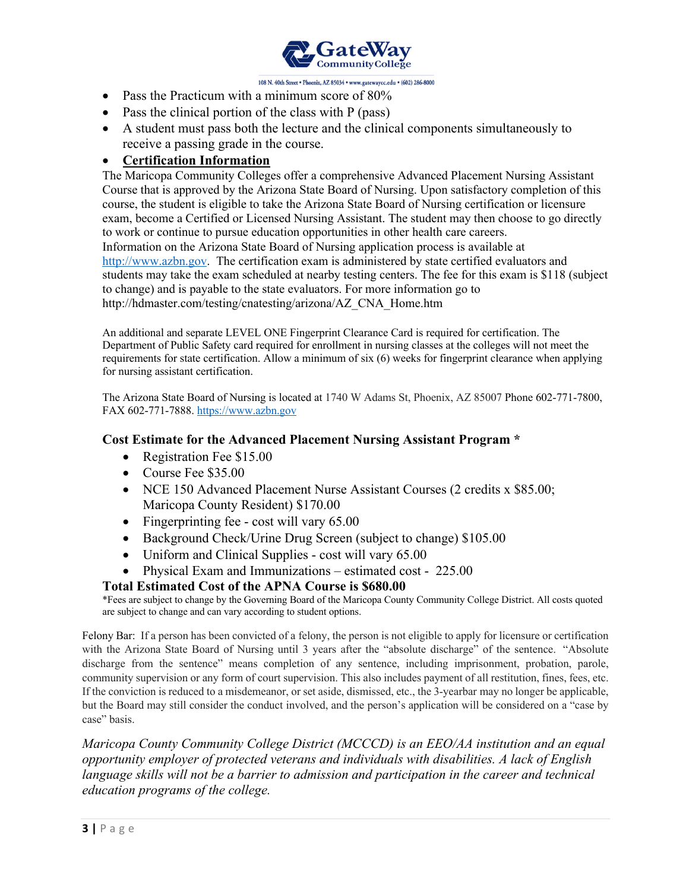- Pass the Practicum with a minimum score of 80%
- Pass the clinical portion of the class with P (pass)
- A student must pass both the lecture and the clinical components simultaneously to receive a passing grade in the course.
- **Certification Information**

The Maricopa Community Colleges offer a comprehensive Advanced Placement Nursing Assistant Course that is approved by the Arizona State Board of Nursing. Upon satisfactory completion of this course, the student is eligible to take the Arizona State Board of Nursing certification or licensure exam, become a Certified or Licensed Nursing Assistant. The student may then choose to go directly to work or continue to pursue education opportunities in other health care careers.
Information on the Arizona State Board of Nursing application process is available at http://www.azbn.gov. The certification exam is administered by state certified evaluators and students may take the exam scheduled at nearby testing centers. The fee for this exam is $118 (subject to change) and is payable to the state evaluators. For more information go to http://hdmaster.com/testing/cnatesting/arizona/AZ_CNA_Home.htm

An additional and separate LEVEL ONE Fingerprint Clearance Card is required for certification. The Department of Public Safety card required for enrollment in nursing classes at the colleges will not meet the requirements for state certification. Allow a minimum of six (6) weeks for fingerprint clearance when applying for nursing assistant certification.

The Arizona State Board of Nursing is located at 1740 W Adams St, Phoenix, AZ 85007 Phone 602-771-7800, FAX 602-771-7888. https://www.azbn.gov

### Cost Estimate for the Advanced Placement Nursing Assistant Program *

- Registration Fee $15.00
- Course Fee $35.00
- NCE 150 Advanced Placement Nurse Assistant Courses (2 credits x $85.00; Maricopa County Resident) $170.00
- Fingerprinting fee - cost will vary 65.00
- Background Check/Urine Drug Screen (subject to change) $105.00
- Uniform and Clinical Supplies - cost will vary 65.00
- Physical Exam and Immunizations – estimated cost - 225.00

**Total Estimated Cost of the APNA Course is $680.00**

*Fees are subject to change by the Governing Board of the Maricopa County Community College District. All costs quoted are subject to change and can vary according to student options.

Felony Bar: If a person has been convicted of a felony, the person is not eligible to apply for licensure or certification with the Arizona State Board of Nursing until 3 years after the "absolute discharge" of the sentence. "Absolute discharge from the sentence" means completion of any sentence, including imprisonment, probation, parole, community supervision or any form of court supervision. This also includes payment of all restitution, fines, fees, etc. If the conviction is reduced to a misdemeanor, or set aside, dismissed, etc., the 3-yearbar may no longer be applicable, but the Board may still consider the conduct involved, and the person's application will be considered on a "case by case" basis.

*Maricopa County Community College District (MCCCD) is an EEO/AA institution and an equal opportunity employer of protected veterans and individuals with disabilities. A lack of English language skills will not be a barrier to admission and participation in the career and technical education programs of the college.*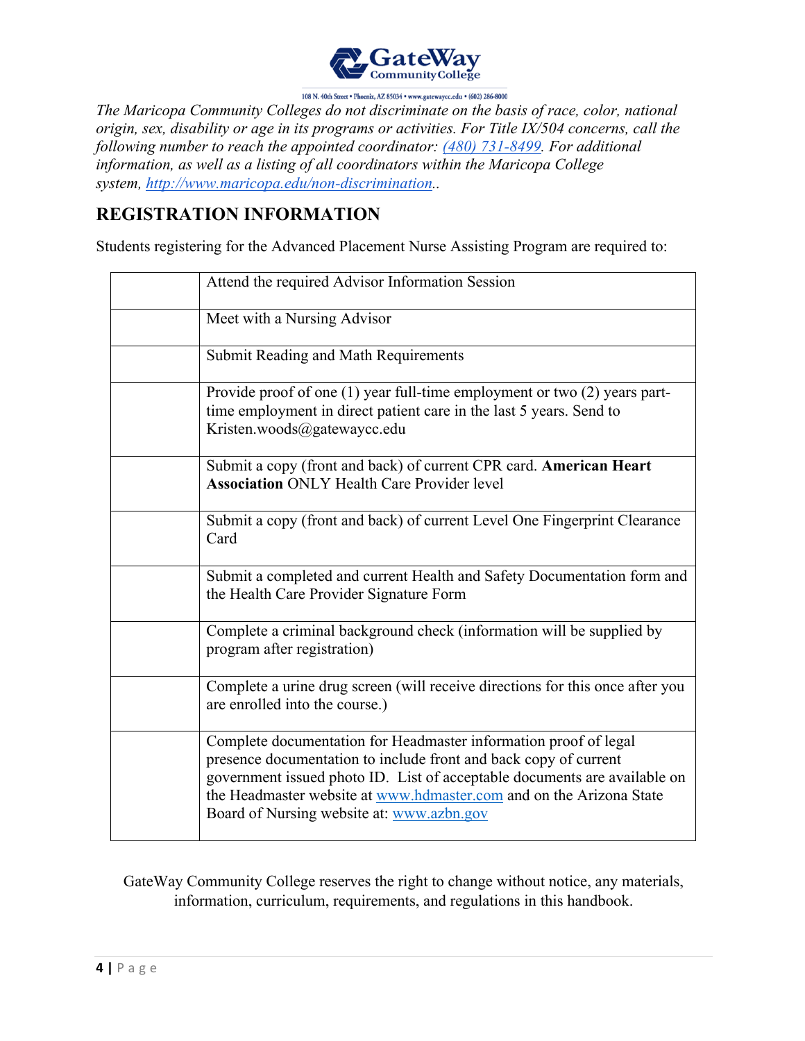GateWay Community College

108 N. 40th Street • Phoenix, AZ 85034 • www.gatewaycc.edu • (602) 286-8000

*The Maricopa Community Colleges do not discriminate on the basis of race, color, national origin, sex, disability or age in its programs or activities. For Title IX/504 concerns, call the following number to reach the appointed coordinator: (480) 731-8499. For additional information, as well as a listing of all coordinators within the Maricopa College system, http://www.maricopa.edu/non-discrimination..*

## REGISTRATION INFORMATION

Students registering for the Advanced Placement Nurse Assisting Program are required to:

| | |
|---|---|
| | Attend the required Advisor Information Session |
| | Meet with a Nursing Advisor |
| | Submit Reading and Math Requirements |
| | Provide proof of one (1) year full-time employment or two (2) years part-time employment in direct patient care in the last 5 years. Send to Kristen.woods@gatewaycc.edu |
| | Submit a copy (front and back) of current CPR card. **American Heart Association** ONLY Health Care Provider level |
| | Submit a copy (front and back) of current Level One Fingerprint Clearance Card |
| | Submit a completed and current Health and Safety Documentation form and the Health Care Provider Signature Form |
| | Complete a criminal background check (information will be supplied by program after registration) |
| | Complete a urine drug screen (will receive directions for this once after you are enrolled into the course.) |
| | Complete documentation for Headmaster information proof of legal presence documentation to include front and back copy of current government issued photo ID. List of acceptable documents are available on the Headmaster website at www.hdmaster.com and on the Arizona State Board of Nursing website at: www.azbn.gov |

GateWay Community College reserves the right to change without notice, any materials, information, curriculum, requirements, and regulations in this handbook.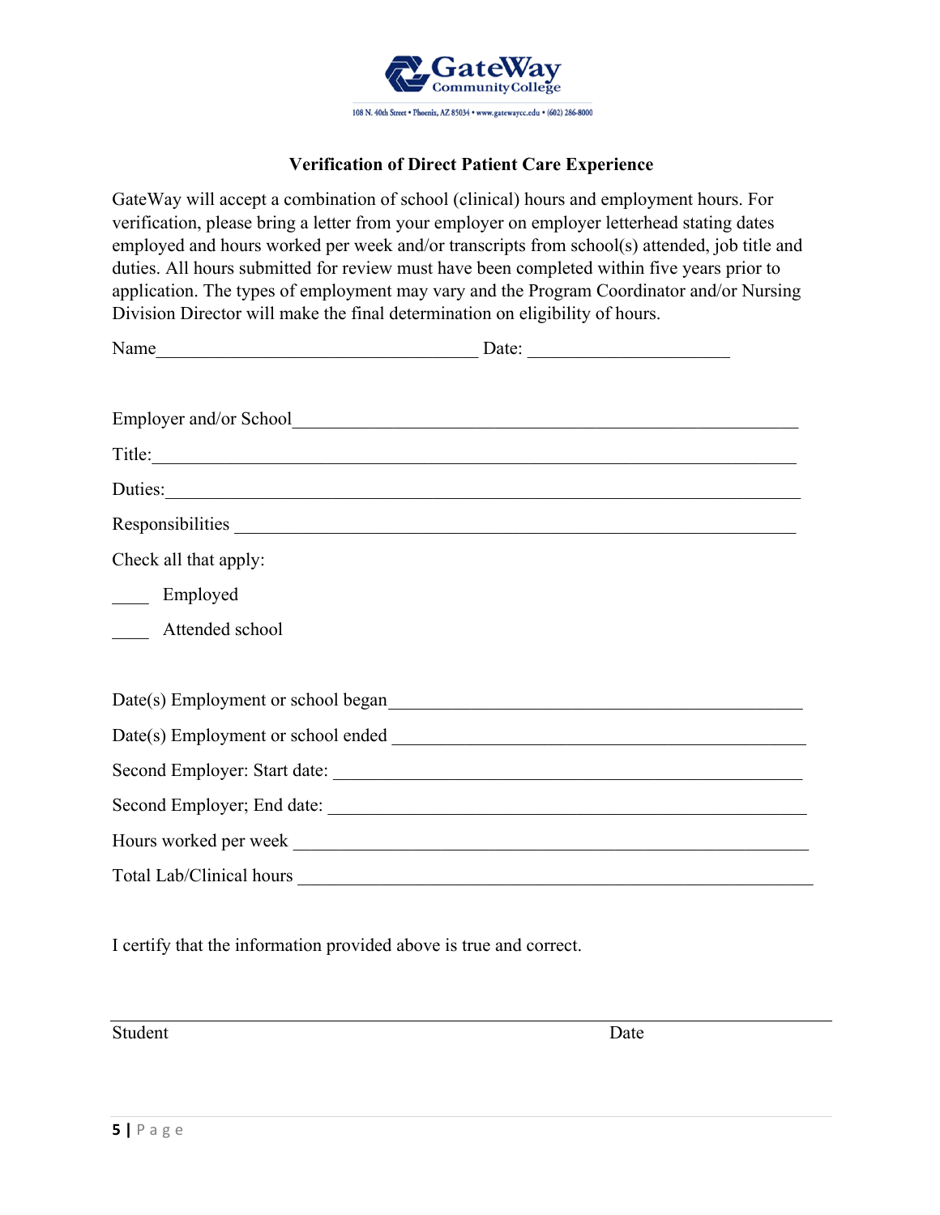GateWay Community College

108 N. 40th Street • Phoenix, AZ 85034 • www.gatewaycc.edu • (602) 286-8000

## Verification of Direct Patient Care Experience

GateWay will accept a combination of school (clinical) hours and employment hours. For verification, please bring a letter from your employer on employer letterhead stating dates employed and hours worked per week and/or transcripts from school(s) attended, job title and duties. All hours submitted for review must have been completed within five years prior to application. The types of employment may vary and the Program Coordinator and/or Nursing Division Director will make the final determination on eligibility of hours.

Name___________________________________ Date: ______________________

Employer and/or School_______________________________________________________

Title:______________________________________________________________________

Duties:_____________________________________________________________________

Responsibilities ______________________________________________________________

Check all that apply:

____ Employed

____ Attended school

Date(s) Employment or school began_____________________________________________

Date(s) Employment or school ended _____________________________________________

Second Employer: Start date: ___________________________________________________

Second Employer; End date: ____________________________________________________

Hours worked per week ________________________________________________________

Total Lab/Clinical hours ________________________________________________________

I certify that the information provided above is true and correct.

_______________________________________________________________________________

Student Date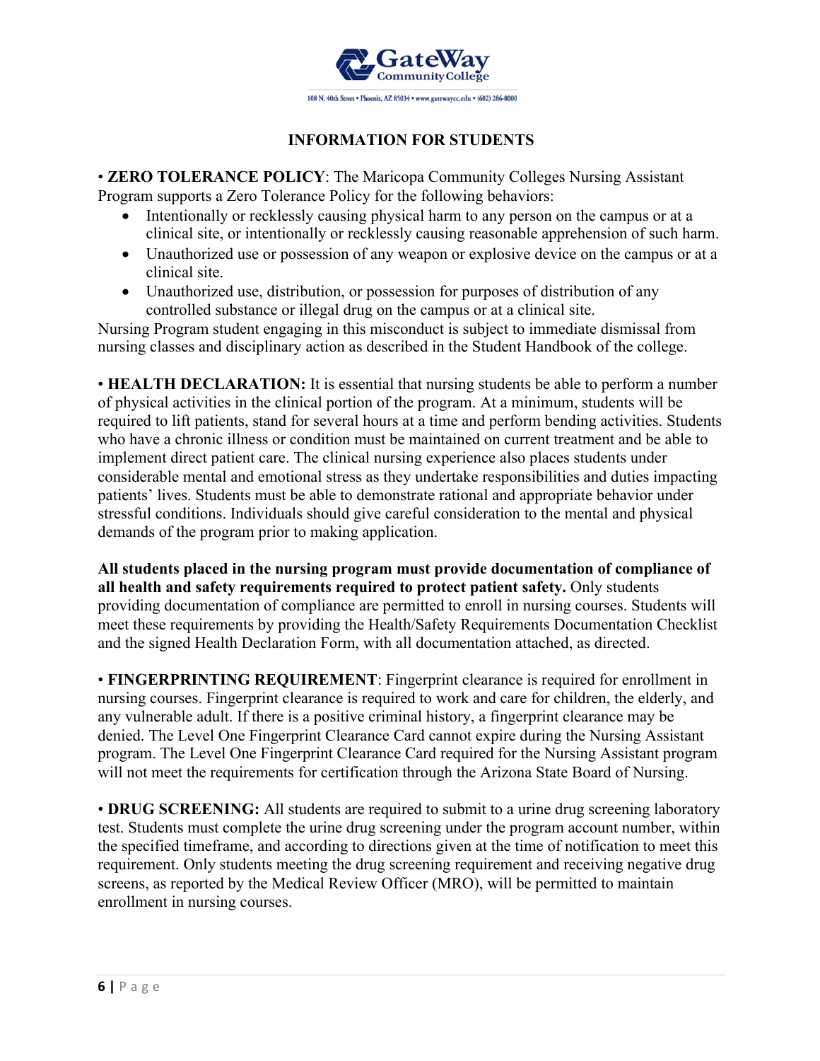GateWay Community College

108 N. 40th Street • Phoenix, AZ 85034 • www.gatewaycc.edu • (602) 286-8000

## INFORMATION FOR STUDENTS

• **ZERO TOLERANCE POLICY**: The Maricopa Community Colleges Nursing Assistant Program supports a Zero Tolerance Policy for the following behaviors:

- Intentionally or recklessly causing physical harm to any person on the campus or at a clinical site, or intentionally or recklessly causing reasonable apprehension of such harm.
- Unauthorized use or possession of any weapon or explosive device on the campus or at a clinical site.
- Unauthorized use, distribution, or possession for purposes of distribution of any controlled substance or illegal drug on the campus or at a clinical site.

Nursing Program student engaging in this misconduct is subject to immediate dismissal from nursing classes and disciplinary action as described in the Student Handbook of the college.

• **HEALTH DECLARATION:** It is essential that nursing students be able to perform a number of physical activities in the clinical portion of the program. At a minimum, students will be required to lift patients, stand for several hours at a time and perform bending activities. Students who have a chronic illness or condition must be maintained on current treatment and be able to implement direct patient care. The clinical nursing experience also places students under considerable mental and emotional stress as they undertake responsibilities and duties impacting patients' lives. Students must be able to demonstrate rational and appropriate behavior under stressful conditions. Individuals should give careful consideration to the mental and physical demands of the program prior to making application.

**All students placed in the nursing program must provide documentation of compliance of all health and safety requirements required to protect patient safety.** Only students providing documentation of compliance are permitted to enroll in nursing courses. Students will meet these requirements by providing the Health/Safety Requirements Documentation Checklist and the signed Health Declaration Form, with all documentation attached, as directed.

• **FINGERPRINTING REQUIREMENT**: Fingerprint clearance is required for enrollment in nursing courses. Fingerprint clearance is required to work and care for children, the elderly, and any vulnerable adult. If there is a positive criminal history, a fingerprint clearance may be denied. The Level One Fingerprint Clearance Card cannot expire during the Nursing Assistant program. The Level One Fingerprint Clearance Card required for the Nursing Assistant program will not meet the requirements for certification through the Arizona State Board of Nursing.

• **DRUG SCREENING:** All students are required to submit to a urine drug screening laboratory test. Students must complete the urine drug screening under the program account number, within the specified timeframe, and according to directions given at the time of notification to meet this requirement. Only students meeting the drug screening requirement and receiving negative drug screens, as reported by the Medical Review Officer (MRO), will be permitted to maintain enrollment in nursing courses.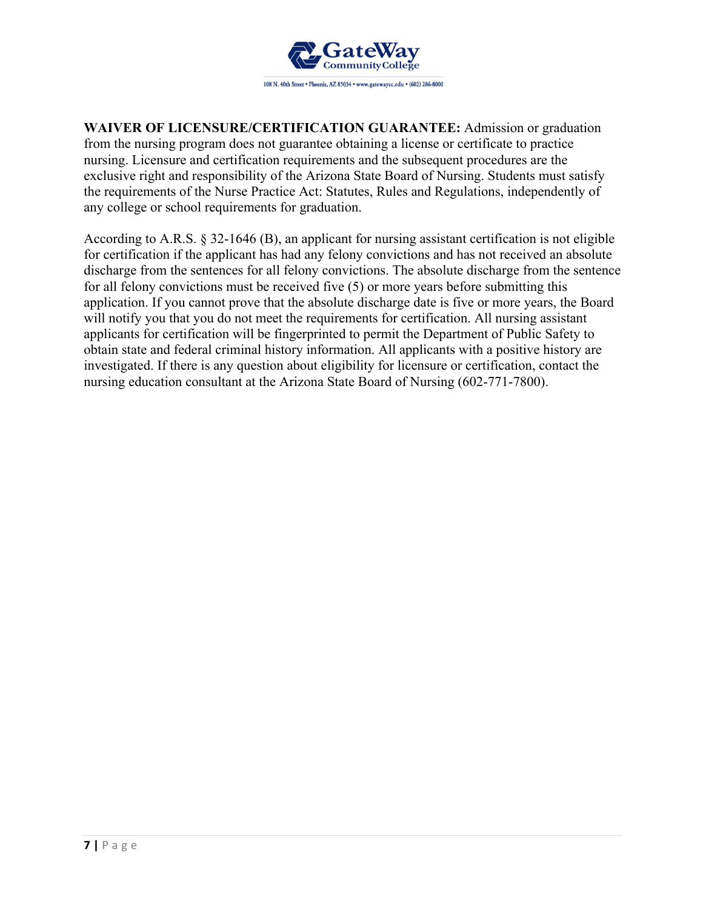**WAIVER OF LICENSURE/CERTIFICATION GUARANTEE:** Admission or graduation from the nursing program does not guarantee obtaining a license or certificate to practice nursing. Licensure and certification requirements and the subsequent procedures are the exclusive right and responsibility of the Arizona State Board of Nursing. Students must satisfy the requirements of the Nurse Practice Act: Statutes, Rules and Regulations, independently of any college or school requirements for graduation.

According to A.R.S. § 32-1646 (B), an applicant for nursing assistant certification is not eligible for certification if the applicant has had any felony convictions and has not received an absolute discharge from the sentences for all felony convictions. The absolute discharge from the sentence for all felony convictions must be received five (5) or more years before submitting this application. If you cannot prove that the absolute discharge date is five or more years, the Board will notify you that you do not meet the requirements for certification. All nursing assistant applicants for certification will be fingerprinted to permit the Department of Public Safety to obtain state and federal criminal history information. All applicants with a positive history are investigated. If there is any question about eligibility for licensure or certification, contact the nursing education consultant at the Arizona State Board of Nursing (602-771-7800).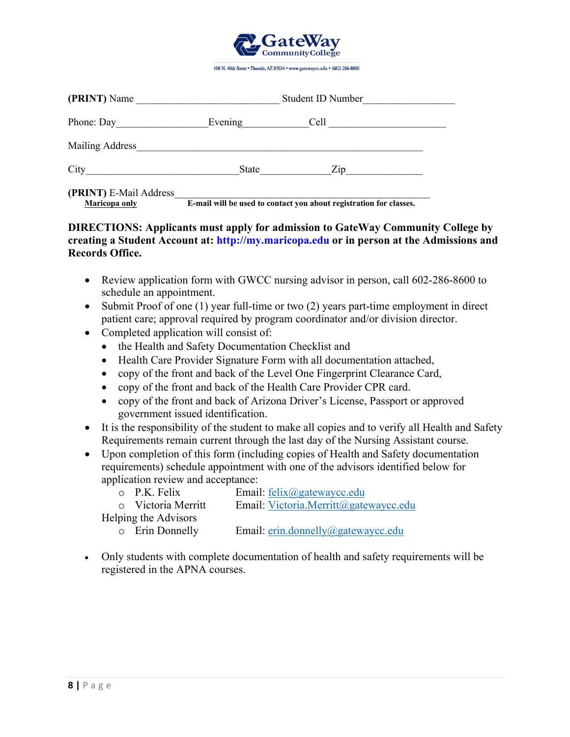GateWay Community College

108 N. 40th Street • Phoenix, AZ 85034 • www.gatewaycc.edu • (602) 286-8000

**(PRINT)** Name ___________________________ Student ID Number_________________

Phone: Day_________________Evening____________Cell ______________________

Mailing Address_____________________________________________________

City_____________________________State_____________Zip______________

**(PRINT)** E-Mail Address_______________________________________________
**Maricopa only** **E-mail will be used to contact you about registration for classes.**

**DIRECTIONS: Applicants must apply for admission to GateWay Community College by creating a Student Account at: http://my.maricopa.edu or in person at the Admissions and Records Office.**

- Review application form with GWCC nursing advisor in person, call 602-286-8600 to schedule an appointment.
- Submit Proof of one (1) year full-time or two (2) years part-time employment in direct patient care; approval required by program coordinator and/or division director.
- Completed application will consist of:
  - the Health and Safety Documentation Checklist and
  - Health Care Provider Signature Form with all documentation attached,
  - copy of the front and back of the Level One Fingerprint Clearance Card,
  - copy of the front and back of the Health Care Provider CPR card.
  - copy of the front and back of Arizona Driver's License, Passport or approved government issued identification.
- It is the responsibility of the student to make all copies and to verify all Health and Safety Requirements remain current through the last day of the Nursing Assistant course.
- Upon completion of this form (including copies of Health and Safety documentation requirements) schedule appointment with one of the advisors identified below for application review and acceptance:
  - P.K. Felix Email: felix@gatewaycc.edu
  - Victoria Merritt Email: Victoria.Merritt@gatewaycc.edu

  Helping the Advisors
  - Erin Donnelly Email: erin.donnelly@gatewaycc.edu

- Only students with complete documentation of health and safety requirements will be registered in the APNA courses.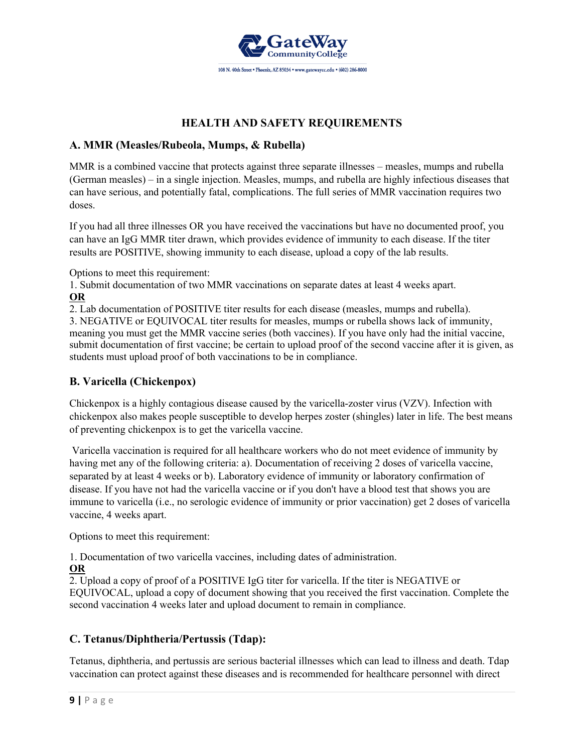GateWay Community College

108 N. 40th Street • Phoenix, AZ 85034 • www.gatewaycc.edu • (602) 286-8000

## HEALTH AND SAFETY REQUIREMENTS

### A. MMR (Measles/Rubeola, Mumps, & Rubella)

MMR is a combined vaccine that protects against three separate illnesses – measles, mumps and rubella (German measles) – in a single injection. Measles, mumps, and rubella are highly infectious diseases that can have serious, and potentially fatal, complications. The full series of MMR vaccination requires two doses.

If you had all three illnesses OR you have received the vaccinations but have no documented proof, you can have an IgG MMR titer drawn, which provides evidence of immunity to each disease. If the titer results are POSITIVE, showing immunity to each disease, upload a copy of the lab results.

Options to meet this requirement:

1. Submit documentation of two MMR vaccinations on separate dates at least 4 weeks apart.

**OR**

2. Lab documentation of POSITIVE titer results for each disease (measles, mumps and rubella).
3. NEGATIVE or EQUIVOCAL titer results for measles, mumps or rubella shows lack of immunity, meaning you must get the MMR vaccine series (both vaccines). If you have only had the initial vaccine, submit documentation of first vaccine; be certain to upload proof of the second vaccine after it is given, as students must upload proof of both vaccinations to be in compliance.

### B. Varicella (Chickenpox)

Chickenpox is a highly contagious disease caused by the varicella-zoster virus (VZV). Infection with chickenpox also makes people susceptible to develop herpes zoster (shingles) later in life. The best means of preventing chickenpox is to get the varicella vaccine.

Varicella vaccination is required for all healthcare workers who do not meet evidence of immunity by having met any of the following criteria: a). Documentation of receiving 2 doses of varicella vaccine, separated by at least 4 weeks or b). Laboratory evidence of immunity or laboratory confirmation of disease. If you have not had the varicella vaccine or if you don't have a blood test that shows you are immune to varicella (i.e., no serologic evidence of immunity or prior vaccination) get 2 doses of varicella vaccine, 4 weeks apart.

Options to meet this requirement:

1. Documentation of two varicella vaccines, including dates of administration.

**OR**

2. Upload a copy of proof of a POSITIVE IgG titer for varicella. If the titer is NEGATIVE or EQUIVOCAL, upload a copy of document showing that you received the first vaccination. Complete the second vaccination 4 weeks later and upload document to remain in compliance.

### C. Tetanus/Diphtheria/Pertussis (Tdap):

Tetanus, diphtheria, and pertussis are serious bacterial illnesses which can lead to illness and death. Tdap vaccination can protect against these diseases and is recommended for healthcare personnel with direct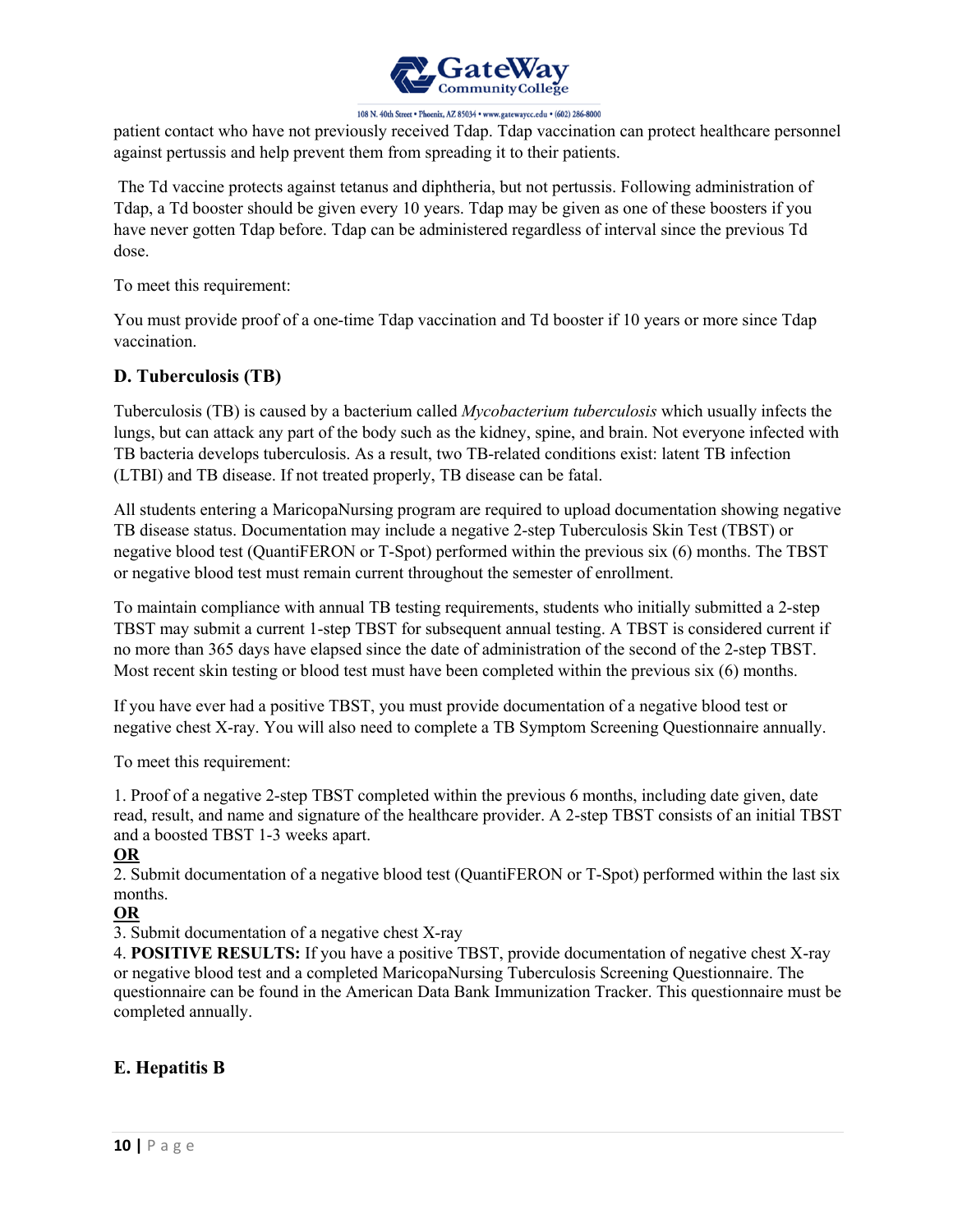patient contact who have not previously received Tdap. Tdap vaccination can protect healthcare personnel against pertussis and help prevent them from spreading it to their patients.

The Td vaccine protects against tetanus and diphtheria, but not pertussis. Following administration of Tdap, a Td booster should be given every 10 years. Tdap may be given as one of these boosters if you have never gotten Tdap before. Tdap can be administered regardless of interval since the previous Td dose.

To meet this requirement:

You must provide proof of a one-time Tdap vaccination and Td booster if 10 years or more since Tdap vaccination.

### D. Tuberculosis (TB)

Tuberculosis (TB) is caused by a bacterium called *Mycobacterium tuberculosis* which usually infects the lungs, but can attack any part of the body such as the kidney, spine, and brain. Not everyone infected with TB bacteria develops tuberculosis. As a result, two TB-related conditions exist: latent TB infection (LTBI) and TB disease. If not treated properly, TB disease can be fatal.

All students entering a MaricopaNursing program are required to upload documentation showing negative TB disease status. Documentation may include a negative 2-step Tuberculosis Skin Test (TBST) or negative blood test (QuantiFERON or T-Spot) performed within the previous six (6) months. The TBST or negative blood test must remain current throughout the semester of enrollment.

To maintain compliance with annual TB testing requirements, students who initially submitted a 2-step TBST may submit a current 1-step TBST for subsequent annual testing. A TBST is considered current if no more than 365 days have elapsed since the date of administration of the second of the 2-step TBST. Most recent skin testing or blood test must have been completed within the previous six (6) months.

If you have ever had a positive TBST, you must provide documentation of a negative blood test or negative chest X-ray. You will also need to complete a TB Symptom Screening Questionnaire annually.

To meet this requirement:

1. Proof of a negative 2-step TBST completed within the previous 6 months, including date given, date read, result, and name and signature of the healthcare provider. A 2-step TBST consists of an initial TBST and a boosted TBST 1-3 weeks apart.

**<u>OR</u>**

2. Submit documentation of a negative blood test (QuantiFERON or T-Spot) performed within the last six months.

**<u>OR</u>**

3. Submit documentation of a negative chest X-ray
4. **POSITIVE RESULTS:** If you have a positive TBST, provide documentation of negative chest X-ray or negative blood test and a completed MaricopaNursing Tuberculosis Screening Questionnaire. The questionnaire can be found in the American Data Bank Immunization Tracker. This questionnaire must be completed annually.

### E. Hepatitis B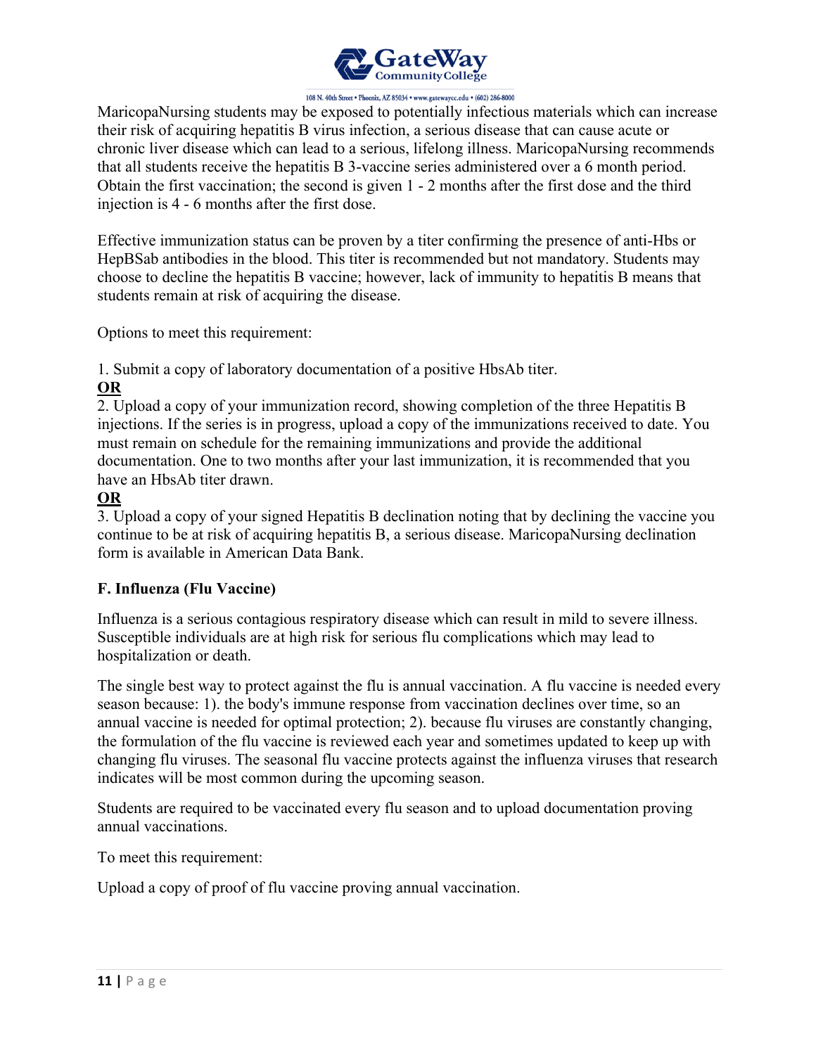MaricopaNursing students may be exposed to potentially infectious materials which can increase their risk of acquiring hepatitis B virus infection, a serious disease that can cause acute or chronic liver disease which can lead to a serious, lifelong illness. MaricopaNursing recommends that all students receive the hepatitis B 3-vaccine series administered over a 6 month period. Obtain the first vaccination; the second is given 1 - 2 months after the first dose and the third injection is 4 - 6 months after the first dose.

Effective immunization status can be proven by a titer confirming the presence of anti-Hbs or HepBSab antibodies in the blood. This titer is recommended but not mandatory. Students may choose to decline the hepatitis B vaccine; however, lack of immunity to hepatitis B means that students remain at risk of acquiring the disease.

Options to meet this requirement:

1. Submit a copy of laboratory documentation of a positive HbsAb titer.

**OR**

2. Upload a copy of your immunization record, showing completion of the three Hepatitis B injections. If the series is in progress, upload a copy of the immunizations received to date. You must remain on schedule for the remaining immunizations and provide the additional documentation. One to two months after your last immunization, it is recommended that you have an HbsAb titer drawn.

**OR**

3. Upload a copy of your signed Hepatitis B declination noting that by declining the vaccine you continue to be at risk of acquiring hepatitis B, a serious disease. MaricopaNursing declination form is available in American Data Bank.

### F. Influenza (Flu Vaccine)

Influenza is a serious contagious respiratory disease which can result in mild to severe illness. Susceptible individuals are at high risk for serious flu complications which may lead to hospitalization or death.

The single best way to protect against the flu is annual vaccination. A flu vaccine is needed every season because: 1). the body's immune response from vaccination declines over time, so an annual vaccine is needed for optimal protection; 2). because flu viruses are constantly changing, the formulation of the flu vaccine is reviewed each year and sometimes updated to keep up with changing flu viruses. The seasonal flu vaccine protects against the influenza viruses that research indicates will be most common during the upcoming season.

Students are required to be vaccinated every flu season and to upload documentation proving annual vaccinations.

To meet this requirement:

Upload a copy of proof of flu vaccine proving annual vaccination.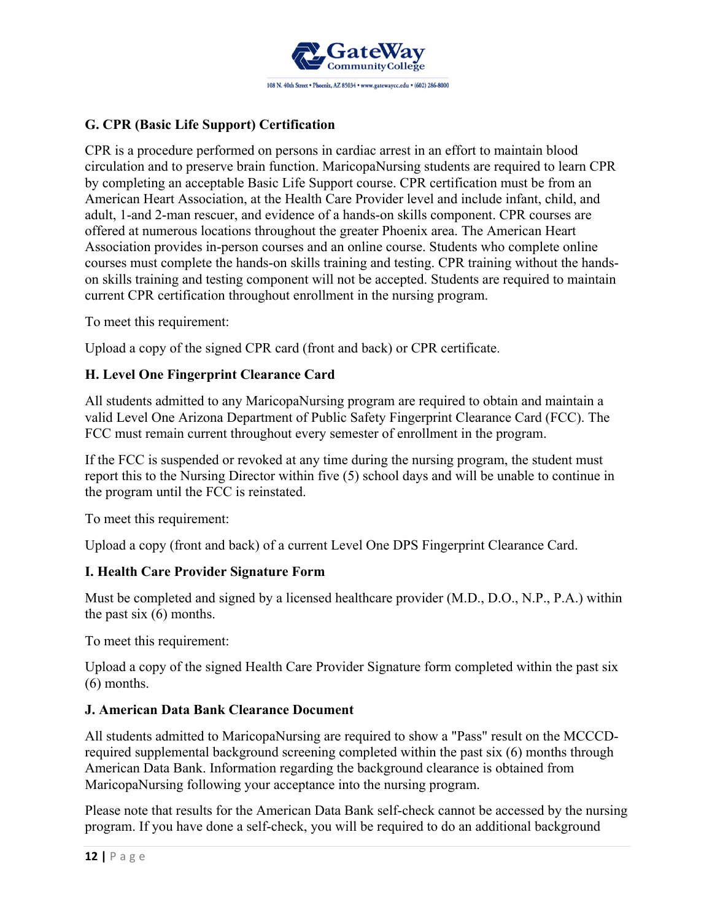### G. CPR (Basic Life Support) Certification

CPR is a procedure performed on persons in cardiac arrest in an effort to maintain blood circulation and to preserve brain function. MaricopaNursing students are required to learn CPR by completing an acceptable Basic Life Support course. CPR certification must be from an American Heart Association, at the Health Care Provider level and include infant, child, and adult, 1-and 2-man rescuer, and evidence of a hands-on skills component. CPR courses are offered at numerous locations throughout the greater Phoenix area. The American Heart Association provides in-person courses and an online course. Students who complete online courses must complete the hands-on skills training and testing. CPR training without the hands-on skills training and testing component will not be accepted. Students are required to maintain current CPR certification throughout enrollment in the nursing program.

To meet this requirement:

Upload a copy of the signed CPR card (front and back) or CPR certificate.

### H. Level One Fingerprint Clearance Card

All students admitted to any MaricopaNursing program are required to obtain and maintain a valid Level One Arizona Department of Public Safety Fingerprint Clearance Card (FCC). The FCC must remain current throughout every semester of enrollment in the program.

If the FCC is suspended or revoked at any time during the nursing program, the student must report this to the Nursing Director within five (5) school days and will be unable to continue in the program until the FCC is reinstated.

To meet this requirement:

Upload a copy (front and back) of a current Level One DPS Fingerprint Clearance Card.

### I. Health Care Provider Signature Form

Must be completed and signed by a licensed healthcare provider (M.D., D.O., N.P., P.A.) within the past six (6) months.

To meet this requirement:

Upload a copy of the signed Health Care Provider Signature form completed within the past six (6) months.

### J. American Data Bank Clearance Document

All students admitted to MaricopaNursing are required to show a "Pass" result on the MCCCD-required supplemental background screening completed within the past six (6) months through American Data Bank. Information regarding the background clearance is obtained from MaricopaNursing following your acceptance into the nursing program.

Please note that results for the American Data Bank self-check cannot be accessed by the nursing program. If you have done a self-check, you will be required to do an additional background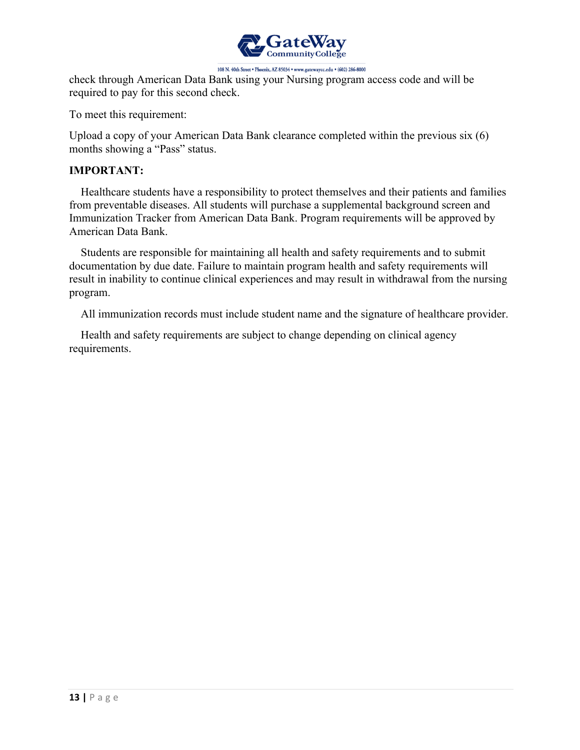check through American Data Bank using your Nursing program access code and will be required to pay for this second check.

To meet this requirement:

Upload a copy of your American Data Bank clearance completed within the previous six (6) months showing a "Pass" status.

**IMPORTANT:**

Healthcare students have a responsibility to protect themselves and their patients and families from preventable diseases. All students will purchase a supplemental background screen and Immunization Tracker from American Data Bank. Program requirements will be approved by American Data Bank.

Students are responsible for maintaining all health and safety requirements and to submit documentation by due date. Failure to maintain program health and safety requirements will result in inability to continue clinical experiences and may result in withdrawal from the nursing program.

All immunization records must include student name and the signature of healthcare provider.

Health and safety requirements are subject to change depending on clinical agency requirements.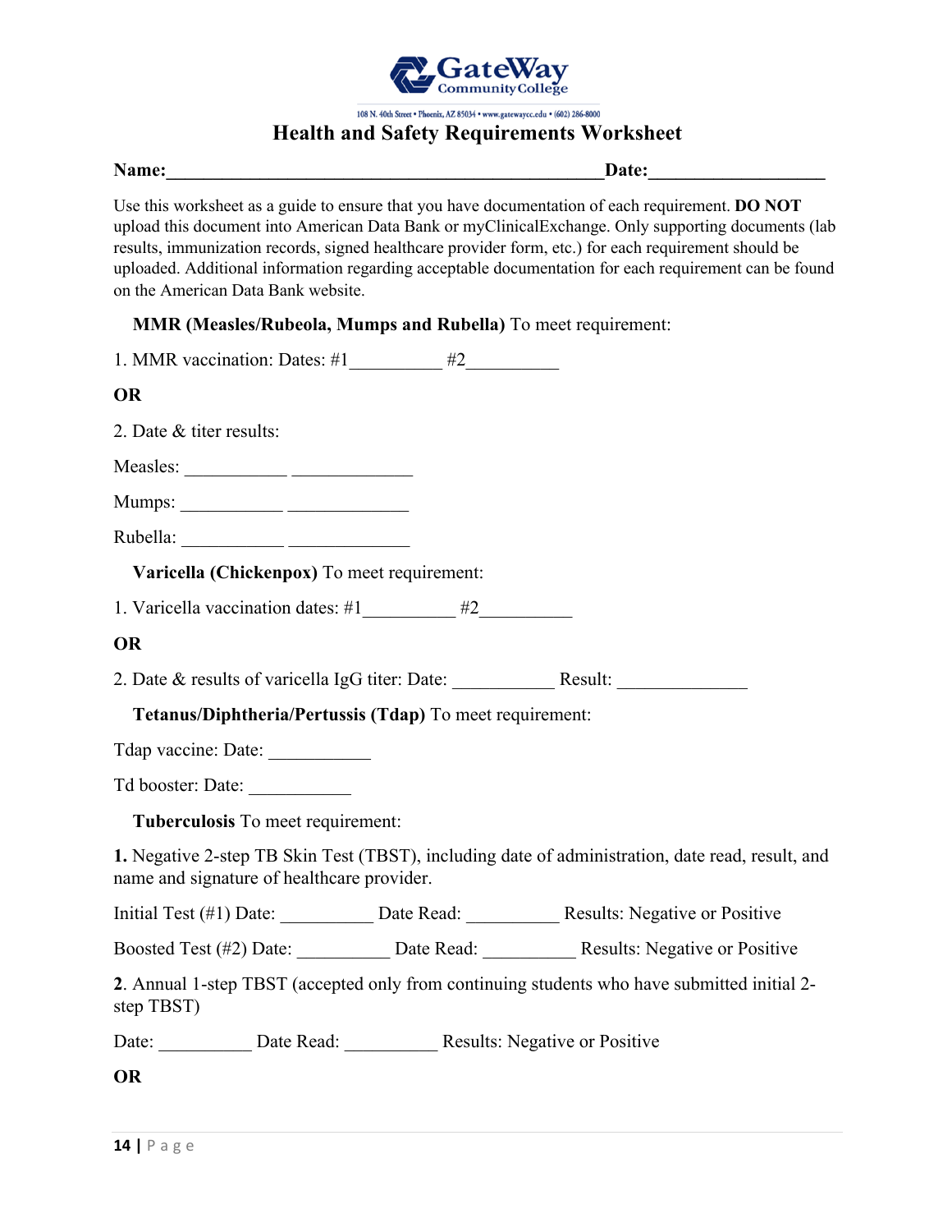GateWay Community College

108 N. 40th Street • Phoenix, AZ 85034 • www.gatewaycc.edu • (602) 286-8000

# Health and Safety Requirements Worksheet

**Name:**_______________________________________________**Date:**__________________

Use this worksheet as a guide to ensure that you have documentation of each requirement. **DO NOT** upload this document into American Data Bank or myClinicalExchange. Only supporting documents (lab results, immunization records, signed healthcare provider form, etc.) for each requirement should be uploaded. Additional information regarding acceptable documentation for each requirement can be found on the American Data Bank website.

**MMR (Measles/Rubeola, Mumps and Rubella)** To meet requirement:

1. MMR vaccination: Dates: #1__________ #2__________

**OR**

2. Date & titer results:

Measles: ___________ _____________

Mumps: ___________ _____________

Rubella: ___________ _____________

**Varicella (Chickenpox)** To meet requirement:

1. Varicella vaccination dates: #1__________ #2__________

**OR**

2. Date & results of varicella IgG titer: Date: ___________ Result: ______________

**Tetanus/Diphtheria/Pertussis (Tdap)** To meet requirement:

Tdap vaccine: Date: ___________

Td booster: Date: ___________

**Tuberculosis** To meet requirement:

**1.** Negative 2-step TB Skin Test (TBST), including date of administration, date read, result, and name and signature of healthcare provider.

Initial Test (#1) Date: __________ Date Read: __________ Results: Negative or Positive

Boosted Test (#2) Date: __________ Date Read: __________ Results: Negative or Positive

**2**. Annual 1-step TBST (accepted only from continuing students who have submitted initial 2-step TBST)

Date: __________ Date Read: __________ Results: Negative or Positive

**OR**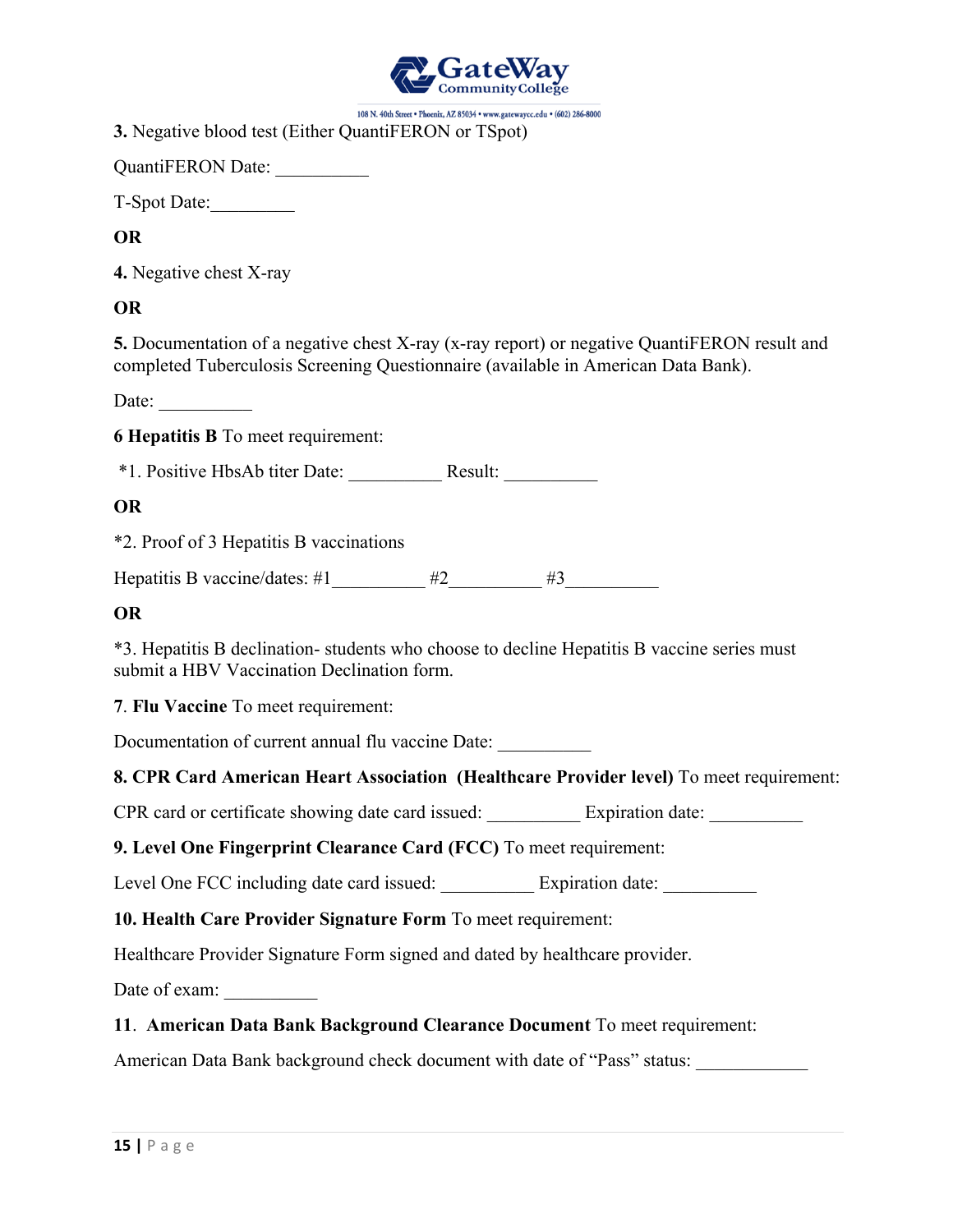**3.** Negative blood test (Either QuantiFERON or TSpot)

QuantiFERON Date: __________

T-Spot Date:_________

**OR**

**4.** Negative chest X-ray

**OR**

**5.** Documentation of a negative chest X-ray (x-ray report) or negative QuantiFERON result and completed Tuberculosis Screening Questionnaire (available in American Data Bank).

Date: __________

**6 Hepatitis B** To meet requirement:

*1. Positive HbsAb titer Date: __________ Result: __________

**OR**

*2. Proof of 3 Hepatitis B vaccinations

Hepatitis B vaccine/dates: #1__________ #2__________ #3__________

**OR**

*3. Hepatitis B declination- students who choose to decline Hepatitis B vaccine series must submit a HBV Vaccination Declination form.

7. **Flu Vaccine** To meet requirement:

Documentation of current annual flu vaccine Date: __________

**8. CPR Card American Heart Association (Healthcare Provider level)** To meet requirement:

CPR card or certificate showing date card issued: __________ Expiration date: __________

**9. Level One Fingerprint Clearance Card (FCC)** To meet requirement:

Level One FCC including date card issued: __________ Expiration date: __________

**10. Health Care Provider Signature Form** To meet requirement:

Healthcare Provider Signature Form signed and dated by healthcare provider.

Date of exam: __________

11. **American Data Bank Background Clearance Document** To meet requirement:

American Data Bank background check document with date of "Pass" status: ____________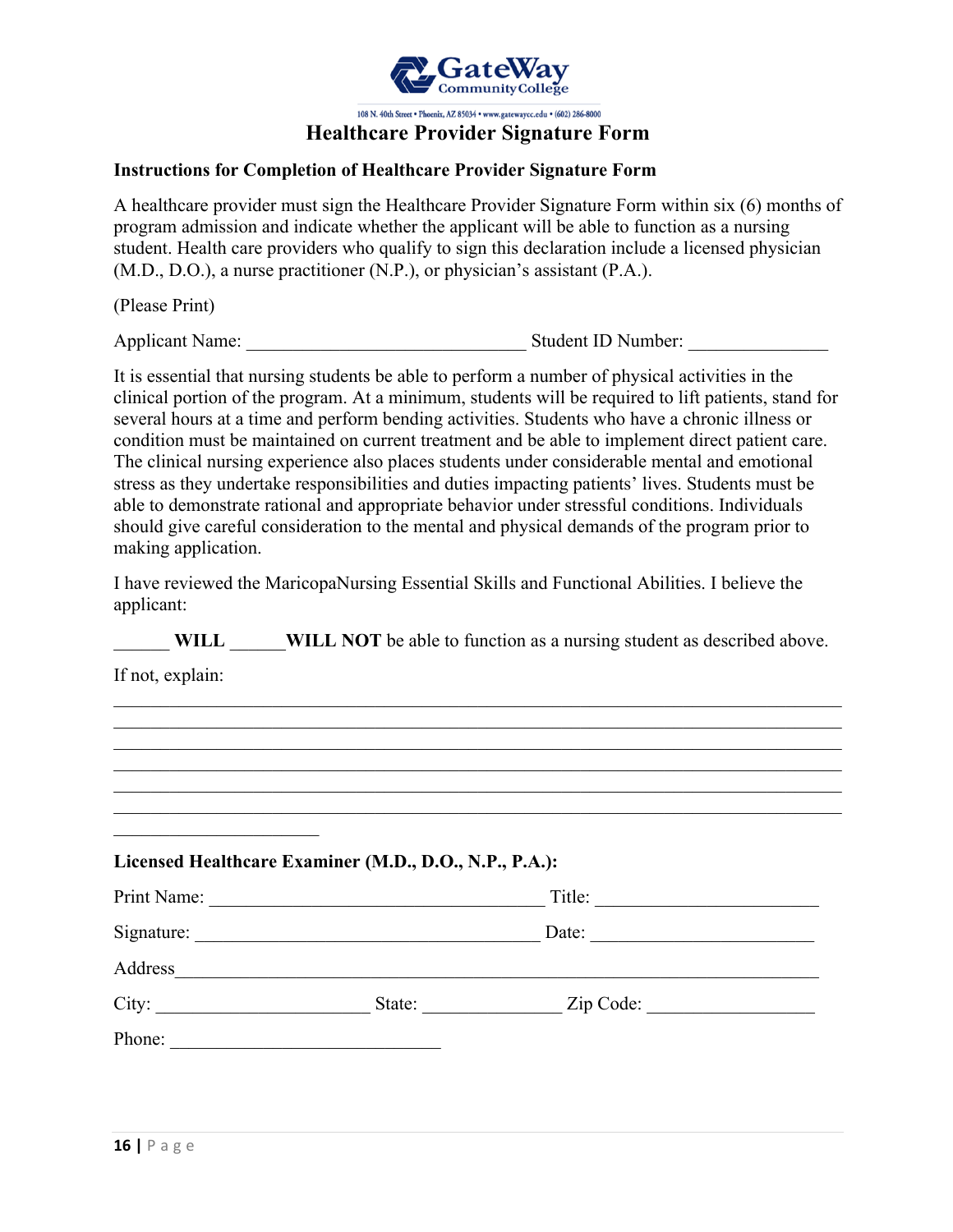GateWay Community College

108 N. 40th Street • Phoenix, AZ 85034 • www.gatewaycc.edu • (602) 286-8000

# Healthcare Provider Signature Form

**Instructions for Completion of Healthcare Provider Signature Form**

A healthcare provider must sign the Healthcare Provider Signature Form within six (6) months of program admission and indicate whether the applicant will be able to function as a nursing student. Health care providers who qualify to sign this declaration include a licensed physician (M.D., D.O.), a nurse practitioner (N.P.), or physician's assistant (P.A.).

(Please Print)

Applicant Name: ______________________________ Student ID Number: ______________

It is essential that nursing students be able to perform a number of physical activities in the clinical portion of the program. At a minimum, students will be required to lift patients, stand for several hours at a time and perform bending activities. Students who have a chronic illness or condition must be maintained on current treatment and be able to implement direct patient care. The clinical nursing experience also places students under considerable mental and emotional stress as they undertake responsibilities and duties impacting patients' lives. Students must be able to demonstrate rational and appropriate behavior under stressful conditions. Individuals should give careful consideration to the mental and physical demands of the program prior to making application.

I have reviewed the MaricopaNursing Essential Skills and Functional Abilities. I believe the applicant:

______ **WILL** ______ **WILL NOT** be able to function as a nursing student as described above.

If not, explain:

______________________________________________________________________________
______________________________________________________________________________
______________________________________________________________________________
______________________________________________________________________________
______________________________________________________________________________
______________________________________________________________________________
______________________

**Licensed Healthcare Examiner (M.D., D.O., N.P., P.A.):**

Print Name: ____________________________________ Title: ______________________

Signature: _____________________________________ Date: ______________________

Address_______________________________________________________________________

City: ______________________ State: ______________ Zip Code: _________________

Phone: _____________________________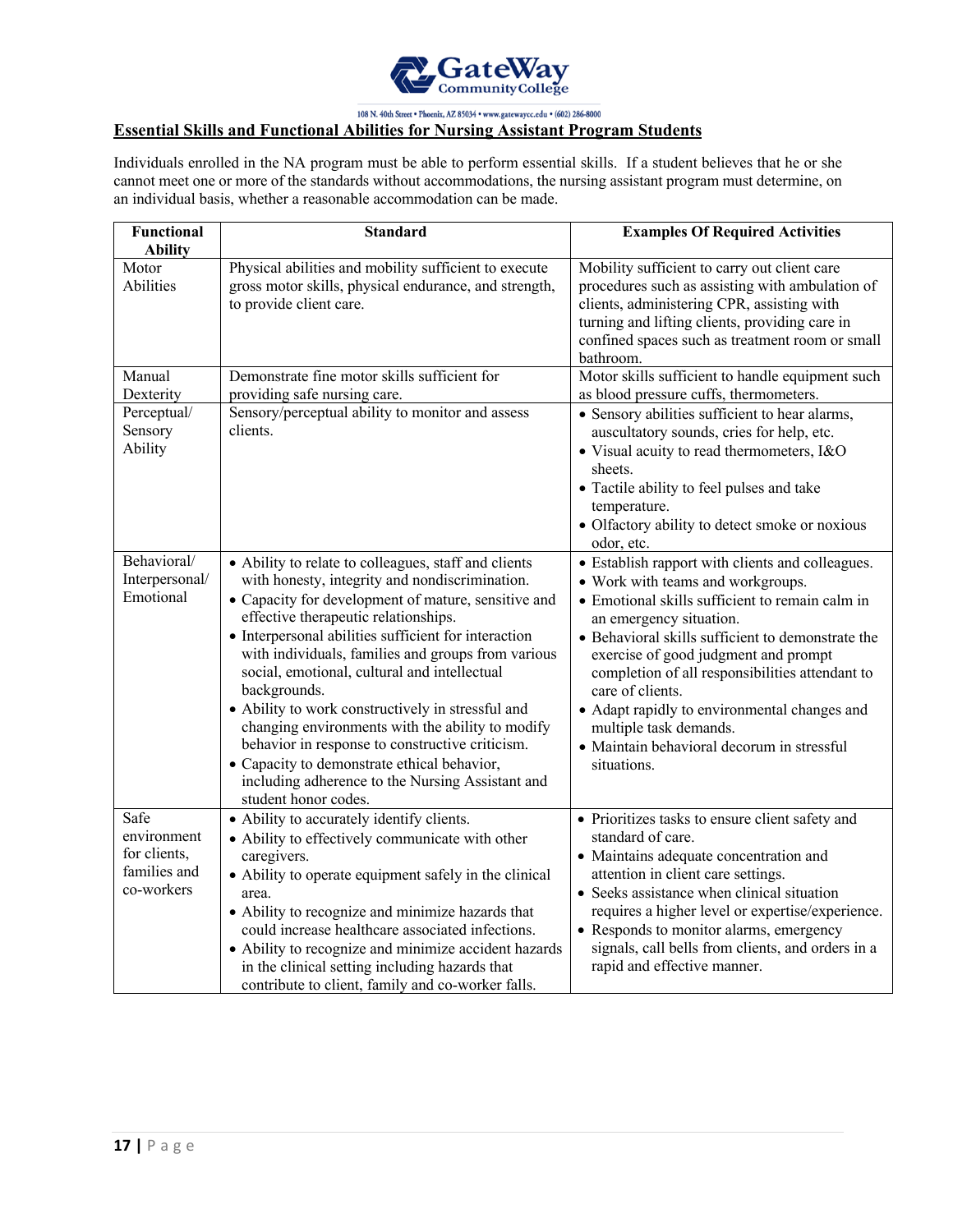GateWay Community College

108 N. 40th Street • Phoenix, AZ 85034 • www.gatewaycc.edu • (602) 286-8000

## Essential Skills and Functional Abilities for Nursing Assistant Program Students

Individuals enrolled in the NA program must be able to perform essential skills. If a student believes that he or she cannot meet one or more of the standards without accommodations, the nursing assistant program must determine, on an individual basis, whether a reasonable accommodation can be made.

| Functional Ability | Standard | Examples Of Required Activities |
|---|---|---|
| Motor Abilities | Physical abilities and mobility sufficient to execute gross motor skills, physical endurance, and strength, to provide client care. | Mobility sufficient to carry out client care procedures such as assisting with ambulation of clients, administering CPR, assisting with turning and lifting clients, providing care in confined spaces such as treatment room or small bathroom. |
| Manual Dexterity | Demonstrate fine motor skills sufficient for providing safe nursing care. | Motor skills sufficient to handle equipment such as blood pressure cuffs, thermometers. |
| Perceptual/ Sensory Ability | Sensory/perceptual ability to monitor and assess clients. | • Sensory abilities sufficient to hear alarms, auscultatory sounds, cries for help, etc.<br>• Visual acuity to read thermometers, I&O sheets.<br>• Tactile ability to feel pulses and take temperature.<br>• Olfactory ability to detect smoke or noxious odor, etc. |
| Behavioral/ Interpersonal/ Emotional | • Ability to relate to colleagues, staff and clients with honesty, integrity and nondiscrimination.<br>• Capacity for development of mature, sensitive and effective therapeutic relationships.<br>• Interpersonal abilities sufficient for interaction with individuals, families and groups from various social, emotional, cultural and intellectual backgrounds.<br>• Ability to work constructively in stressful and changing environments with the ability to modify behavior in response to constructive criticism.<br>• Capacity to demonstrate ethical behavior, including adherence to the Nursing Assistant and student honor codes. | • Establish rapport with clients and colleagues.<br>• Work with teams and workgroups.<br>• Emotional skills sufficient to remain calm in an emergency situation.<br>• Behavioral skills sufficient to demonstrate the exercise of good judgment and prompt completion of all responsibilities attendant to care of clients.<br>• Adapt rapidly to environmental changes and multiple task demands.<br>• Maintain behavioral decorum in stressful situations. |
| Safe environment for clients, families and co-workers | • Ability to accurately identify clients.<br>• Ability to effectively communicate with other caregivers.<br>• Ability to operate equipment safely in the clinical area.<br>• Ability to recognize and minimize hazards that could increase healthcare associated infections.<br>• Ability to recognize and minimize accident hazards in the clinical setting including hazards that contribute to client, family and co-worker falls. | • Prioritizes tasks to ensure client safety and standard of care.<br>• Maintains adequate concentration and attention in client care settings.<br>• Seeks assistance when clinical situation requires a higher level or expertise/experience.<br>• Responds to monitor alarms, emergency signals, call bells from clients, and orders in a rapid and effective manner. |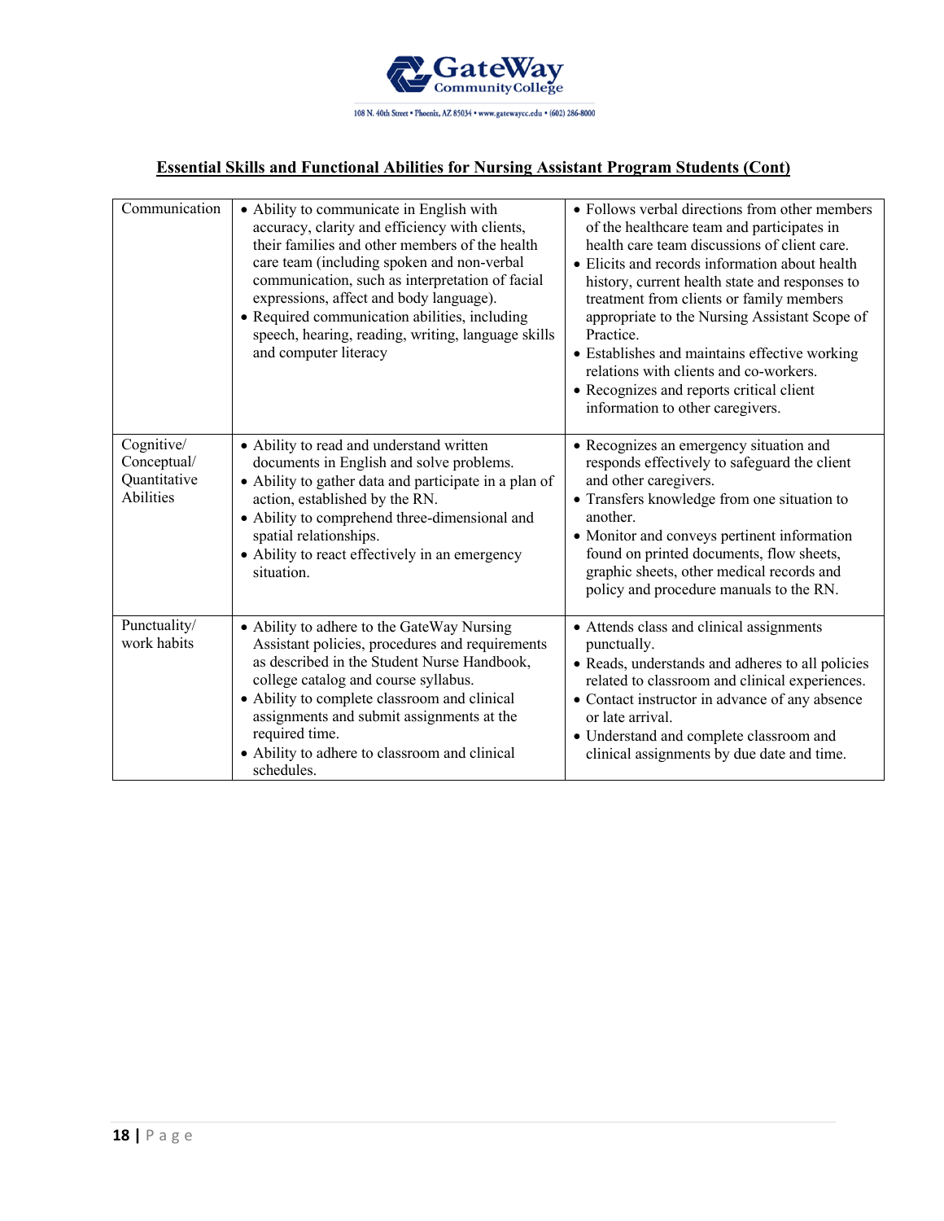## Essential Skills and Functional Abilities for Nursing Assistant Program Students (Cont)

| | | |
|---|---|---|
| Communication | • Ability to communicate in English with accuracy, clarity and efficiency with clients, their families and other members of the health care team (including spoken and non-verbal communication, such as interpretation of facial expressions, affect and body language).<br>• Required communication abilities, including speech, hearing, reading, writing, language skills and computer literacy | • Follows verbal directions from other members of the healthcare team and participates in health care team discussions of client care.<br>• Elicits and records information about health history, current health state and responses to treatment from clients or family members appropriate to the Nursing Assistant Scope of Practice.<br>• Establishes and maintains effective working relations with clients and co-workers.<br>• Recognizes and reports critical client information to other caregivers. |
| Cognitive/ Conceptual/ Quantitative Abilities | • Ability to read and understand written documents in English and solve problems.<br>• Ability to gather data and participate in a plan of action, established by the RN.<br>• Ability to comprehend three-dimensional and spatial relationships.<br>• Ability to react effectively in an emergency situation. | • Recognizes an emergency situation and responds effectively to safeguard the client and other caregivers.<br>• Transfers knowledge from one situation to another.<br>• Monitor and conveys pertinent information found on printed documents, flow sheets, graphic sheets, other medical records and policy and procedure manuals to the RN. |
| Punctuality/ work habits | • Ability to adhere to the GateWay Nursing Assistant policies, procedures and requirements as described in the Student Nurse Handbook, college catalog and course syllabus.<br>• Ability to complete classroom and clinical assignments and submit assignments at the required time.<br>• Ability to adhere to classroom and clinical schedules. | • Attends class and clinical assignments punctually.<br>• Reads, understands and adheres to all policies related to classroom and clinical experiences.<br>• Contact instructor in advance of any absence or late arrival.<br>• Understand and complete classroom and clinical assignments by due date and time. |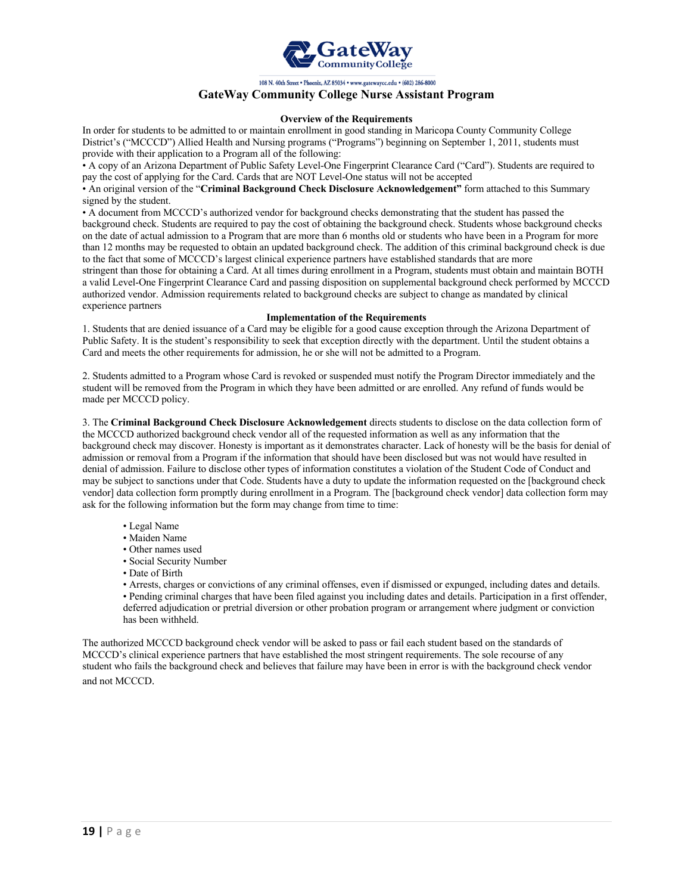108 N. 40th Street • Phoenix, AZ 85034 • www.gatewaycc.edu • (602) 286-8000

# GateWay Community College Nurse Assistant Program

### Overview of the Requirements

In order for students to be admitted to or maintain enrollment in good standing in Maricopa County Community College District's ("MCCCD") Allied Health and Nursing programs ("Programs") beginning on September 1, 2011, students must provide with their application to a Program all of the following:

• A copy of an Arizona Department of Public Safety Level-One Fingerprint Clearance Card ("Card"). Students are required to pay the cost of applying for the Card. Cards that are NOT Level-One status will not be accepted

• An original version of the "**Criminal Background Check Disclosure Acknowledgement"** form attached to this Summary signed by the student.

• A document from MCCCD's authorized vendor for background checks demonstrating that the student has passed the background check. Students are required to pay the cost of obtaining the background check. Students whose background checks on the date of actual admission to a Program that are more than 6 months old or students who have been in a Program for more than 12 months may be requested to obtain an updated background check. The addition of this criminal background check is due to the fact that some of MCCCD's largest clinical experience partners have established standards that are more stringent than those for obtaining a Card. At all times during enrollment in a Program, students must obtain and maintain BOTH a valid Level-One Fingerprint Clearance Card and passing disposition on supplemental background check performed by MCCCD authorized vendor. Admission requirements related to background checks are subject to change as mandated by clinical experience partners

### Implementation of the Requirements

1. Students that are denied issuance of a Card may be eligible for a good cause exception through the Arizona Department of Public Safety. It is the student's responsibility to seek that exception directly with the department. Until the student obtains a Card and meets the other requirements for admission, he or she will not be admitted to a Program.

2. Students admitted to a Program whose Card is revoked or suspended must notify the Program Director immediately and the student will be removed from the Program in which they have been admitted or are enrolled. Any refund of funds would be made per MCCCD policy.

3. The **Criminal Background Check Disclosure Acknowledgement** directs students to disclose on the data collection form of the MCCCD authorized background check vendor all of the requested information as well as any information that the background check may discover. Honesty is important as it demonstrates character. Lack of honesty will be the basis for denial of admission or removal from a Program if the information that should have been disclosed but was not would have resulted in denial of admission. Failure to disclose other types of information constitutes a violation of the Student Code of Conduct and may be subject to sanctions under that Code. Students have a duty to update the information requested on the [background check vendor] data collection form promptly during enrollment in a Program. The [background check vendor] data collection form may ask for the following information but the form may change from time to time:

- Legal Name
- Maiden Name
- Other names used
- Social Security Number
- Date of Birth
- Arrests, charges or convictions of any criminal offenses, even if dismissed or expunged, including dates and details.
- Pending criminal charges that have been filed against you including dates and details. Participation in a first offender, deferred adjudication or pretrial diversion or other probation program or arrangement where judgment or conviction has been withheld.

The authorized MCCCD background check vendor will be asked to pass or fail each student based on the standards of MCCCD's clinical experience partners that have established the most stringent requirements. The sole recourse of any student who fails the background check and believes that failure may have been in error is with the background check vendor and not MCCCD.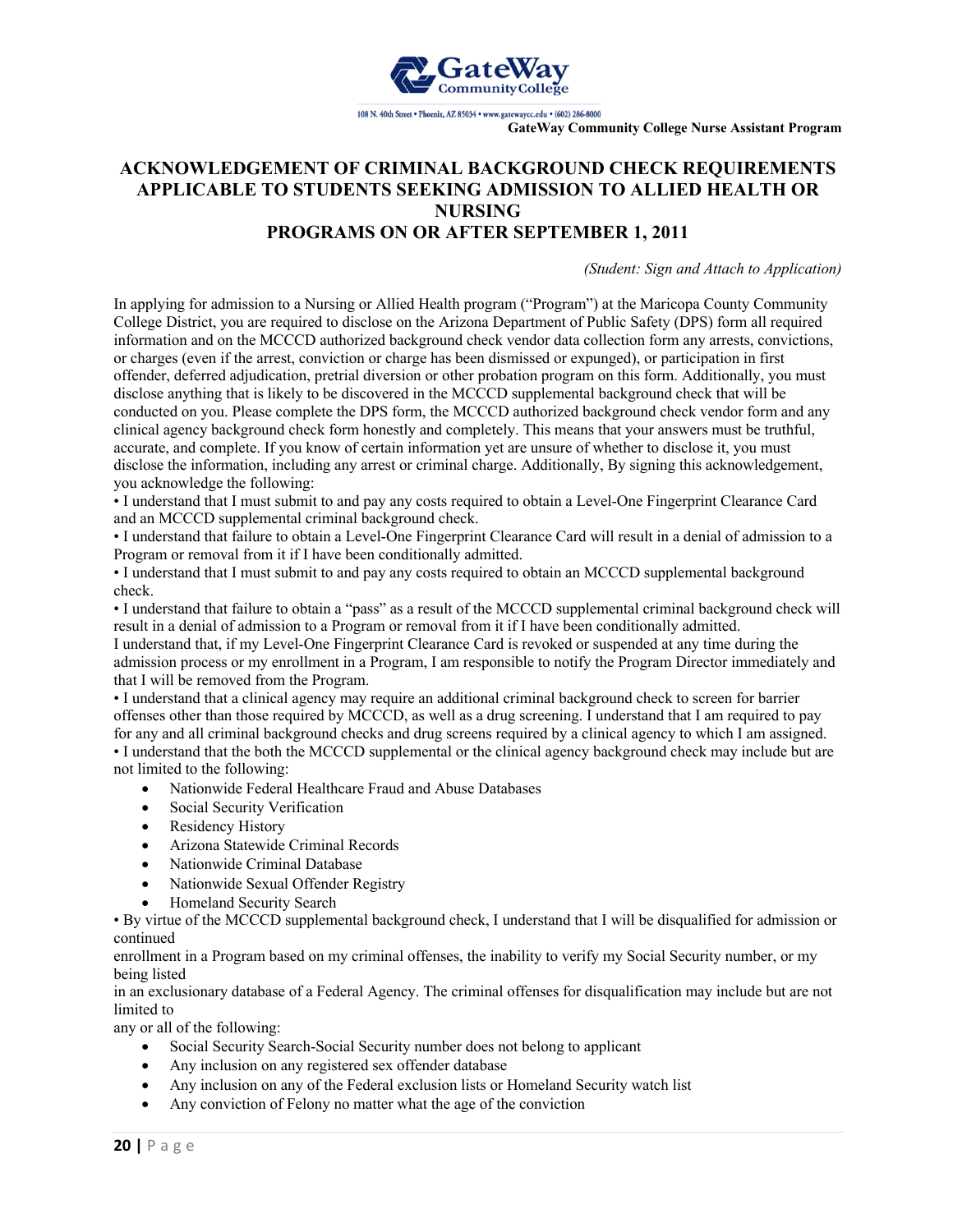108 N. 40th Street • Phoenix, AZ 85034 • www.gatewaycc.edu • (602) 286-8000

**GateWay Community College Nurse Assistant Program**

# ACKNOWLEDGEMENT OF CRIMINAL BACKGROUND CHECK REQUIREMENTS APPLICABLE TO STUDENTS SEEKING ADMISSION TO ALLIED HEALTH OR NURSING PROGRAMS ON OR AFTER SEPTEMBER 1, 2011

*(Student: Sign and Attach to Application)*

In applying for admission to a Nursing or Allied Health program ("Program") at the Maricopa County Community College District, you are required to disclose on the Arizona Department of Public Safety (DPS) form all required information and on the MCCCD authorized background check vendor data collection form any arrests, convictions, or charges (even if the arrest, conviction or charge has been dismissed or expunged), or participation in first offender, deferred adjudication, pretrial diversion or other probation program on this form. Additionally, you must disclose anything that is likely to be discovered in the MCCCD supplemental background check that will be conducted on you. Please complete the DPS form, the MCCCD authorized background check vendor form and any clinical agency background check form honestly and completely. This means that your answers must be truthful, accurate, and complete. If you know of certain information yet are unsure of whether to disclose it, you must disclose the information, including any arrest or criminal charge. Additionally, By signing this acknowledgement, you acknowledge the following:

• I understand that I must submit to and pay any costs required to obtain a Level-One Fingerprint Clearance Card and an MCCCD supplemental criminal background check.

• I understand that failure to obtain a Level-One Fingerprint Clearance Card will result in a denial of admission to a Program or removal from it if I have been conditionally admitted.

• I understand that I must submit to and pay any costs required to obtain an MCCCD supplemental background check.

• I understand that failure to obtain a "pass" as a result of the MCCCD supplemental criminal background check will result in a denial of admission to a Program or removal from it if I have been conditionally admitted.

I understand that, if my Level-One Fingerprint Clearance Card is revoked or suspended at any time during the admission process or my enrollment in a Program, I am responsible to notify the Program Director immediately and that I will be removed from the Program.

• I understand that a clinical agency may require an additional criminal background check to screen for barrier offenses other than those required by MCCCD, as well as a drug screening. I understand that I am required to pay for any and all criminal background checks and drug screens required by a clinical agency to which I am assigned.

• I understand that the both the MCCCD supplemental or the clinical agency background check may include but are not limited to the following:

- Nationwide Federal Healthcare Fraud and Abuse Databases
- Social Security Verification
- Residency History
- Arizona Statewide Criminal Records
- Nationwide Criminal Database
- Nationwide Sexual Offender Registry
- Homeland Security Search

• By virtue of the MCCCD supplemental background check, I understand that I will be disqualified for admission or continued enrollment in a Program based on my criminal offenses, the inability to verify my Social Security number, or my being listed in an exclusionary database of a Federal Agency. The criminal offenses for disqualification may include but are not limited to any or all of the following:

- Social Security Search-Social Security number does not belong to applicant
- Any inclusion on any registered sex offender database
- Any inclusion on any of the Federal exclusion lists or Homeland Security watch list
- Any conviction of Felony no matter what the age of the conviction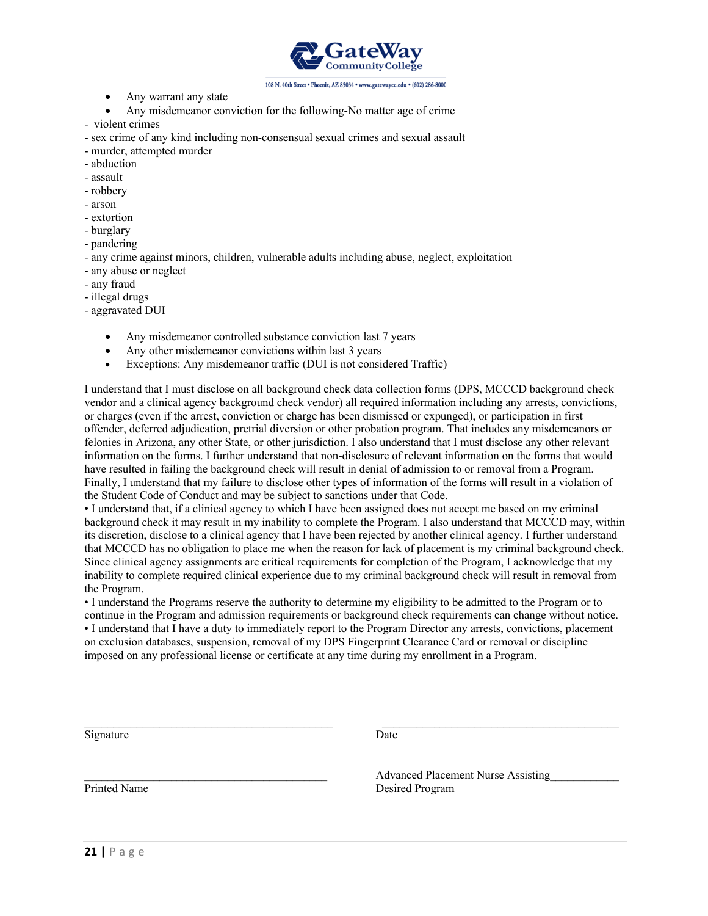- Any warrant any state
- Any misdemeanor conviction for the following-No matter age of crime

- violent crimes
- sex crime of any kind including non-consensual sexual crimes and sexual assault
- murder, attempted murder
- abduction
- assault
- robbery
- arson
- extortion
- burglary
- pandering
- any crime against minors, children, vulnerable adults including abuse, neglect, exploitation
- any abuse or neglect
- any fraud
- illegal drugs
- aggravated DUI

- Any misdemeanor controlled substance conviction last 7 years
- Any other misdemeanor convictions within last 3 years
- Exceptions: Any misdemeanor traffic (DUI is not considered Traffic)

I understand that I must disclose on all background check data collection forms (DPS, MCCCD background check vendor and a clinical agency background check vendor) all required information including any arrests, convictions, or charges (even if the arrest, conviction or charge has been dismissed or expunged), or participation in first offender, deferred adjudication, pretrial diversion or other probation program. That includes any misdemeanors or felonies in Arizona, any other State, or other jurisdiction. I also understand that I must disclose any other relevant information on the forms. I further understand that non-disclosure of relevant information on the forms that would have resulted in failing the background check will result in denial of admission to or removal from a Program. Finally, I understand that my failure to disclose other types of information of the forms will result in a violation of the Student Code of Conduct and may be subject to sanctions under that Code.

• I understand that, if a clinical agency to which I have been assigned does not accept me based on my criminal background check it may result in my inability to complete the Program. I also understand that MCCCD may, within its discretion, disclose to a clinical agency that I have been rejected by another clinical agency. I further understand that MCCCD has no obligation to place me when the reason for lack of placement is my criminal background check. Since clinical agency assignments are critical requirements for completion of the Program, I acknowledge that my inability to complete required clinical experience due to my criminal background check will result in removal from the Program.

• I understand the Programs reserve the authority to determine my eligibility to be admitted to the Program or to continue in the Program and admission requirements or background check requirements can change without notice.

• I understand that I have a duty to immediately report to the Program Director any arrests, convictions, placement on exclusion databases, suspension, removal of my DPS Fingerprint Clearance Card or removal or discipline imposed on any professional license or certificate at any time during my enrollment in a Program.

\_\_\_\_\_\_\_\_\_\_\_\_\_\_\_\_\_\_\_\_\_\_\_\_\_\_\_\_\_\_\_\_\_\_\_\_\_\_\_\_
Signature

\_\_\_\_\_\_\_\_\_\_\_\_\_\_\_\_\_\_\_\_\_\_\_\_\_\_\_\_\_\_\_\_\_\_\_\_\_\_\_\_
Date

\_\_\_\_\_\_\_\_\_\_\_\_\_\_\_\_\_\_\_\_\_\_\_\_\_\_\_\_\_\_\_\_\_\_\_\_\_\_\_\_
Printed Name

Advanced Placement Nurse Assisting
Desired Program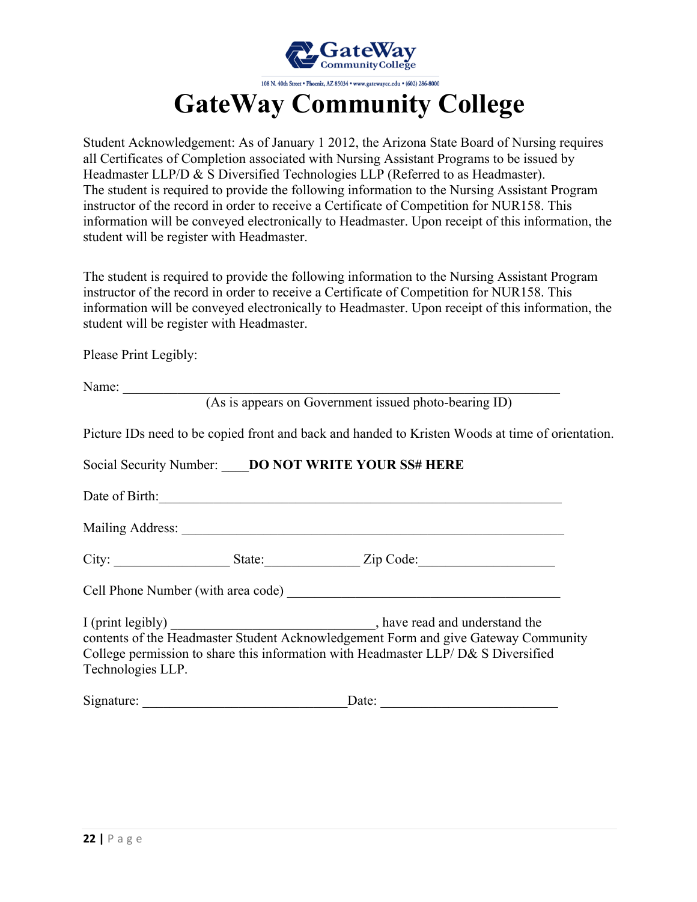108 N. 40th Street • Phoenix, AZ 85034 • www.gatewaycc.edu • (602) 286-8000

# GateWay Community College

Student Acknowledgement: As of January 1 2012, the Arizona State Board of Nursing requires all Certificates of Completion associated with Nursing Assistant Programs to be issued by Headmaster LLP/D & S Diversified Technologies LLP (Referred to as Headmaster). The student is required to provide the following information to the Nursing Assistant Program instructor of the record in order to receive a Certificate of Competition for NUR158. This information will be conveyed electronically to Headmaster. Upon receipt of this information, the student will be register with Headmaster.

The student is required to provide the following information to the Nursing Assistant Program instructor of the record in order to receive a Certificate of Competition for NUR158. This information will be conveyed electronically to Headmaster. Upon receipt of this information, the student will be register with Headmaster.

Please Print Legibly:

Name: ______________________________________________________________

(As is appears on Government issued photo-bearing ID)

Picture IDs need to be copied front and back and handed to Kristen Woods at time of orientation.

Social Security Number: ____**DO NOT WRITE YOUR SS# HERE**

Date of Birth:____________________________________________________________

Mailing Address: _________________________________________________________

City: _________________ State:______________ Zip Code:____________________

Cell Phone Number (with area code) ________________________________________

I (print legibly) ______________________________, have read and understand the contents of the Headmaster Student Acknowledgement Form and give Gateway Community College permission to share this information with Headmaster LLP/ D& S Diversified Technologies LLP.

Signature: ______________________________Date: _________________________